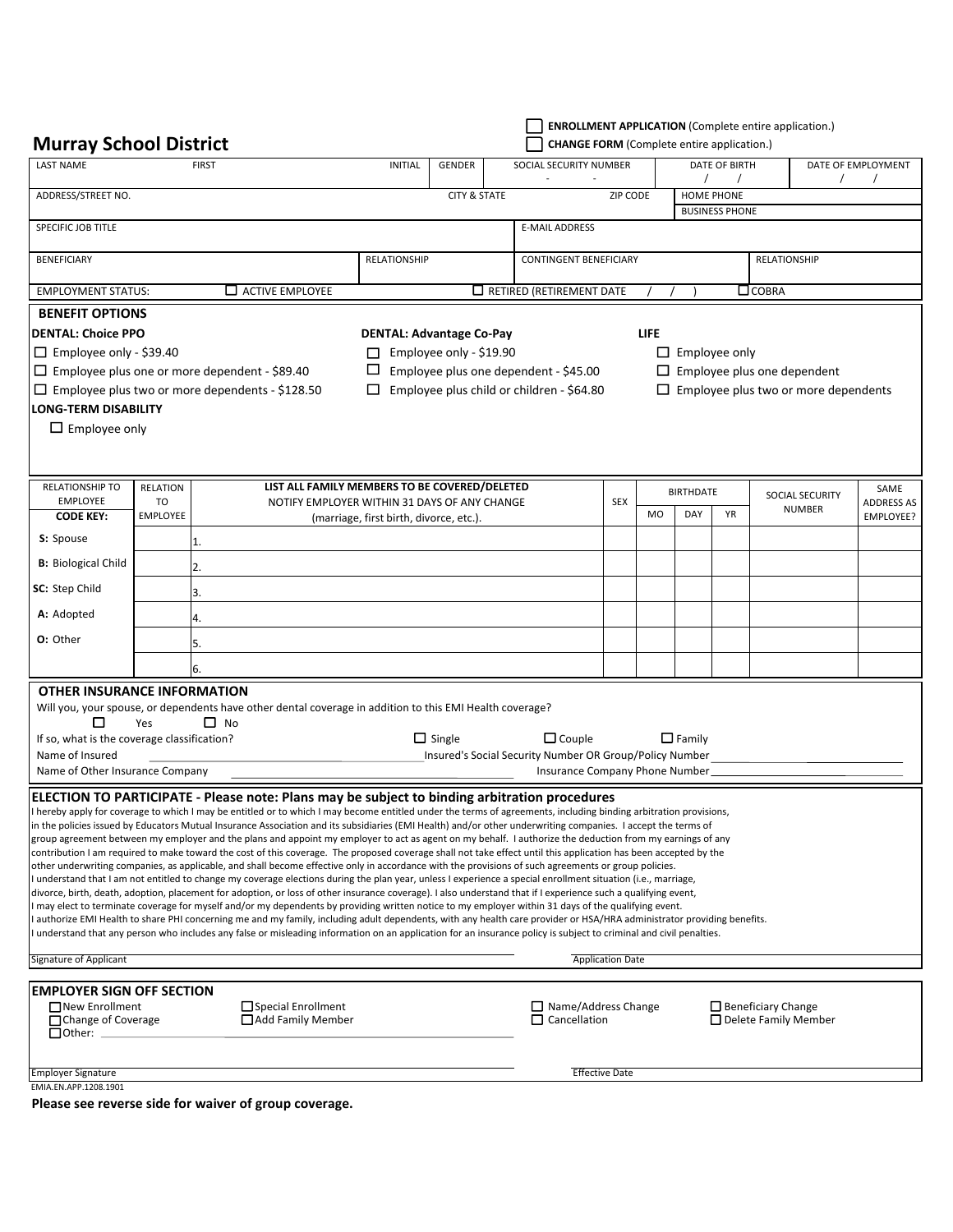☐ **ENROLLMENT APPLICATION** (Complete entire application.)
☐ **CHANGE FORM** (Complete entire application.)

# Murray School District

| LAST NAME | FIRST | INITIAL | GENDER | SOCIAL SECURITY NUMBER | DATE OF BIRTH | DATE OF EMPLOYMENT |
|---|---|---|---|---|---|---|
| | | | | - - | / / | / / |

| ADDRESS/STREET NO. | CITY & STATE | ZIP CODE | HOME PHONE |
|---|---|---|---|
| | | | BUSINESS PHONE |

| SPECIFIC JOB TITLE | E-MAIL ADDRESS |
|---|---|
| | |

| BENEFICIARY | RELATIONSHIP | CONTINGENT BENEFICIARY | RELATIONSHIP |
|---|---|---|---|
| | | | |

EMPLOYMENT STATUS: ☐ ACTIVE EMPLOYEE ☐ RETIRED (RETIREMENT DATE / / ) ☐ COBRA

## BENEFIT OPTIONS

**DENTAL: Choice PPO**
- ☐ Employee only - $39.40
- ☐ Employee plus one or more dependent - $89.40
- ☐ Employee plus two or more dependents - $128.50

**DENTAL: Advantage Co-Pay**
- ☐ Employee only - $19.90
- ☐ Employee plus one dependent - $45.00
- ☐ Employee plus child or children - $64.80

**LIFE**
- ☐ Employee only
- ☐ Employee plus one dependent
- ☐ Employee plus two or more dependents

**LONG-TERM DISABILITY**
- ☐ Employee only

| RELATIONSHIP TO EMPLOYEE **CODE KEY:** | RELATION TO EMPLOYEE | **LIST ALL FAMILY MEMBERS TO BE COVERED/DELETED** NOTIFY EMPLOYER WITHIN 31 DAYS OF ANY CHANGE (marriage, first birth, divorce, etc.). | SEX | BIRTHDATE MO | BIRTHDATE DAY | BIRTHDATE YR | SOCIAL SECURITY NUMBER | SAME ADDRESS AS EMPLOYEE? |
|---|---|---|---|---|---|---|---|---|
| **S:** Spouse | | 1. | | | | | | |
| **B:** Biological Child | | 2. | | | | | | |
| **SC:** Step Child | | 3. | | | | | | |
| **A:** Adopted | | 4. | | | | | | |
| **O:** Other | | 5. | | | | | | |
| | | 6. | | | | | | |

## OTHER INSURANCE INFORMATION

Will you, your spouse, or dependents have other dental coverage in addition to this EMI Health coverage?

☐ Yes ☐ No

If so, what is the coverage classification? ☐ Single ☐ Couple ☐ Family

Name of Insured ____________ Insured's Social Security Number OR Group/Policy Number ____________

Name of Other Insurance Company ____________ Insurance Company Phone Number ____________

## ELECTION TO PARTICIPATE - Please note: Plans may be subject to binding arbitration procedures

I hereby apply for coverage to which I may be entitled or to which I may become entitled under the terms of agreements, including binding arbitration provisions, in the policies issued by Educators Mutual Insurance Association and its subsidiaries (EMI Health) and/or other underwriting companies. I accept the terms of group agreement between my employer and the plans and appoint my employer to act as agent on my behalf. I authorize the deduction from my earnings of any contribution I am required to make toward the cost of this coverage. The proposed coverage shall not take effect until this application has been accepted by the other underwriting companies, as applicable, and shall become effective only in accordance with the provisions of such agreements or group policies.
I understand that I am not entitled to change my coverage elections during the plan year, unless I experience a special enrollment situation (i.e., marriage, divorce, birth, death, adoption, placement for adoption, or loss of other insurance coverage). I also understand that if I experience such a qualifying event, I may elect to terminate coverage for myself and/or my dependents by providing written notice to my employer within 31 days of the qualifying event.
I authorize EMI Health to share PHI concerning me and my family, including adult dependents, with any health care provider or HSA/HRA administrator providing benefits.
I understand that any person who includes any false or misleading information on an application for an insurance policy is subject to criminal and civil penalties.

Signature of Applicant ____________ Application Date ____________

## EMPLOYER SIGN OFF SECTION

- ☐ New Enrollment
- ☐ Change of Coverage
- ☐ Other: ____________
- ☐ Special Enrollment
- ☐ Add Family Member
- ☐ Name/Address Change
- ☐ Cancellation
- ☐ Beneficiary Change
- ☐ Delete Family Member

Employer Signature ____________ Effective Date ____________

EMIA.EN.APP.1208.1901

**Please see reverse side for waiver of group coverage.**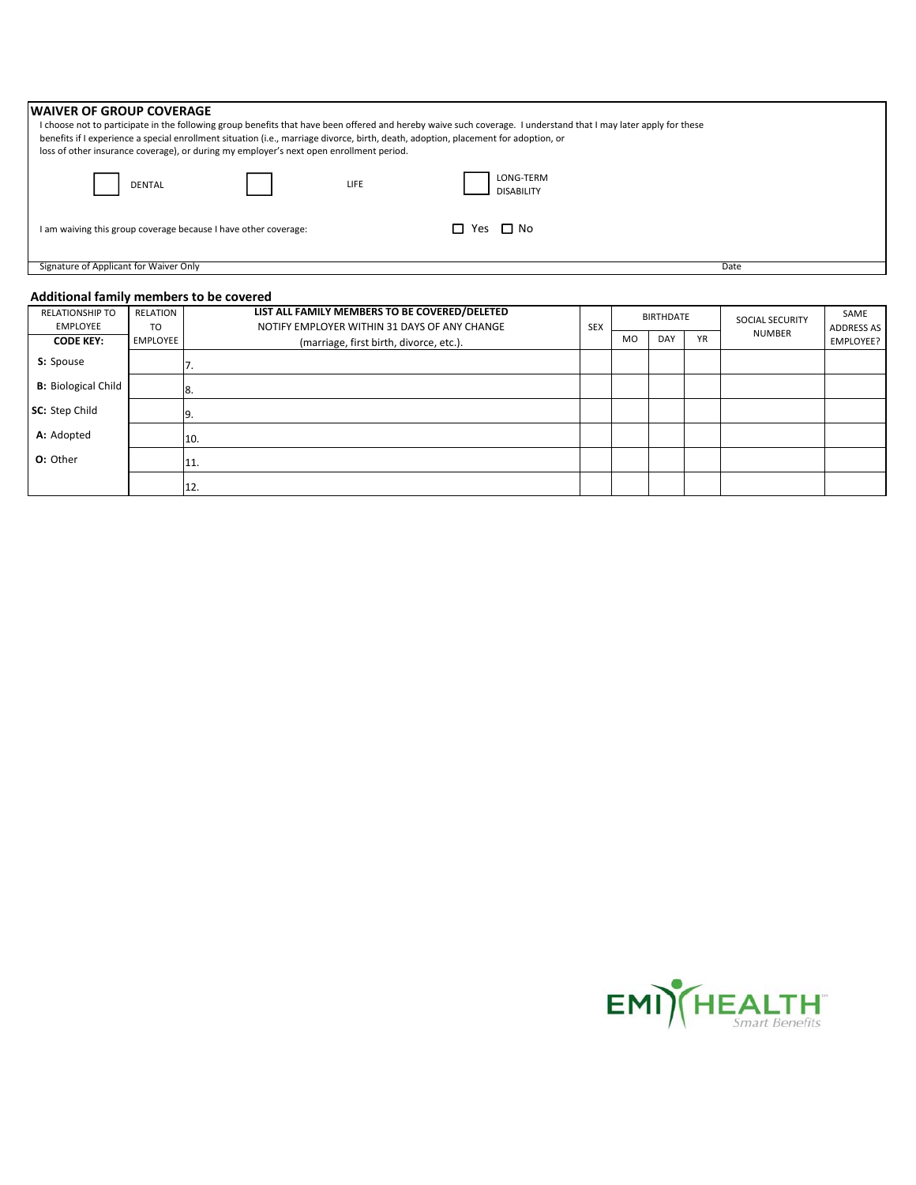## WAIVER OF GROUP COVERAGE

I choose not to participate in the following group benefits that have been offered and hereby waive such coverage. I understand that I may later apply for these benefits if I experience a special enrollment situation (i.e., marriage divorce, birth, death, adoption, placement for adoption, or loss of other insurance coverage), or during my employer's next open enrollment period.

☐ DENTAL ☐ LIFE ☐ LONG-TERM DISABILITY

I am waiving this group coverage because I have other coverage: ☐ Yes ☐ No

Signature of Applicant for Waiver Only Date

### Additional family members to be covered

| RELATIONSHIP TO EMPLOYEE CODE KEY: | RELATION TO EMPLOYEE | LIST ALL FAMILY MEMBERS TO BE COVERED/DELETED NOTIFY EMPLOYER WITHIN 31 DAYS OF ANY CHANGE (marriage, first birth, divorce, etc.). | SEX | BIRTHDATE | | | SOCIAL SECURITY NUMBER | SAME ADDRESS AS EMPLOYEE? |
|---|---|---|---|---|---|---|---|---|
| | | | | MO | DAY | YR | | |
| **S:** Spouse | | 7. | | | | | | |
| **B:** Biological Child | | 8. | | | | | | |
| **SC:** Step Child | | 9. | | | | | | |
| **A:** Adopted | | 10. | | | | | | |
| **O:** Other | | 11. | | | | | | |
| | | 12. | | | | | | |

EMI HEALTH Smart Benefits